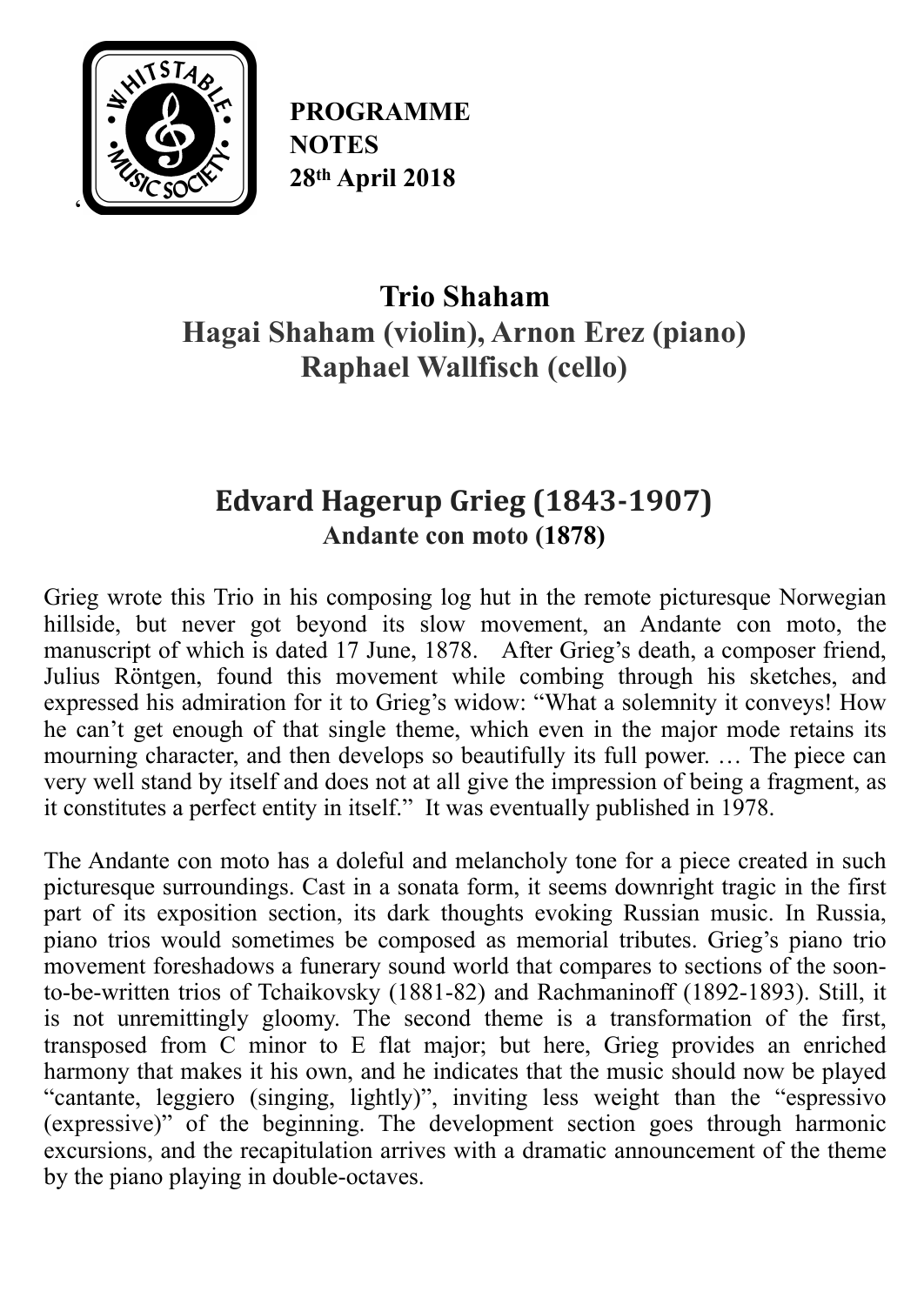**PROGRAMME NOTES 28th April 2018**

# Trio Shaham

## Hagai Shaham (violin), Arnon Erez (piano) Raphael Wallfisch (cello)

## Edvard Hagerup Grieg (1843-1907)

### Andante con moto (1878)

Grieg wrote this Trio in his composing log hut in the remote picturesque Norwegian hillside, but never got beyond its slow movement, an Andante con moto, the manuscript of which is dated 17 June, 1878. After Grieg's death, a composer friend, Julius Röntgen, found this movement while combing through his sketches, and expressed his admiration for it to Grieg's widow: "What a solemnity it conveys! How he can't get enough of that single theme, which even in the major mode retains its mourning character, and then develops so beautifully its full power. … The piece can very well stand by itself and does not at all give the impression of being a fragment, as it constitutes a perfect entity in itself." It was eventually published in 1978.

The Andante con moto has a doleful and melancholy tone for a piece created in such picturesque surroundings. Cast in a sonata form, it seems downright tragic in the first part of its exposition section, its dark thoughts evoking Russian music. In Russia, piano trios would sometimes be composed as memorial tributes. Grieg's piano trio movement foreshadows a funerary sound world that compares to sections of the soon-to-be-written trios of Tchaikovsky (1881-82) and Rachmaninoff (1892-1893). Still, it is not unremittingly gloomy. The second theme is a transformation of the first, transposed from C minor to E flat major; but here, Grieg provides an enriched harmony that makes it his own, and he indicates that the music should now be played "cantante, leggiero (singing, lightly)", inviting less weight than the "espressivo (expressive)" of the beginning. The development section goes through harmonic excursions, and the recapitulation arrives with a dramatic announcement of the theme by the piano playing in double-octaves.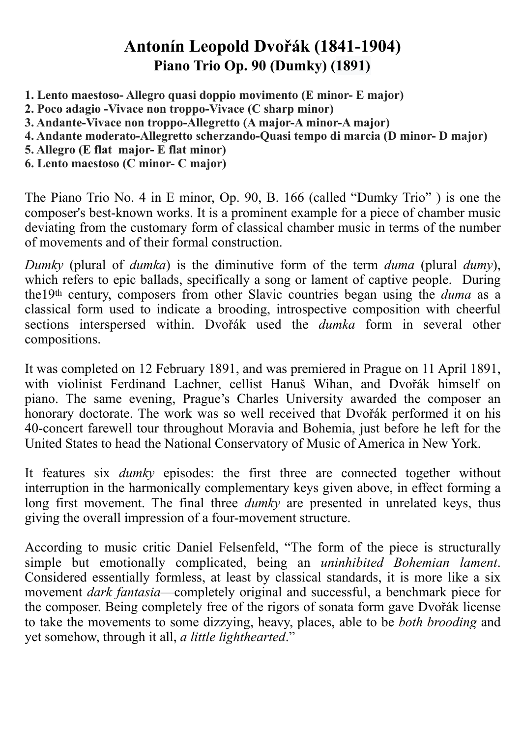# Antonín Leopold Dvořák (1841-1904)

## Piano Trio Op. 90 (Dumky) (1891)

**1. Lento maestoso- Allegro quasi doppio movimento (E minor- E major)**
**2. Poco adagio -Vivace non troppo-Vivace (C sharp minor)**
**3. Andante-Vivace non troppo-Allegretto (A major-A minor-A major)**
**4. Andante moderato-Allegretto scherzando-Quasi tempo di marcia (D minor- D major)**
**5. Allegro (E flat major- E flat minor)**
**6. Lento maestoso (C minor- C major)**

The Piano Trio No. 4 in E minor, Op. 90, B. 166 (called "Dumky Trio" ) is one the composer's best-known works. It is a prominent example for a piece of chamber music deviating from the customary form of classical chamber music in terms of the number of movements and of their formal construction.

*Dumky* (plural of *dumka*) is the diminutive form of the term *duma* (plural *dumy*), which refers to epic ballads, specifically a song or lament of captive people. During the19th century, composers from other Slavic countries began using the *duma* as a classical form used to indicate a brooding, introspective composition with cheerful sections interspersed within. Dvořák used the *dumka* form in several other compositions.

It was completed on 12 February 1891, and was premiered in Prague on 11 April 1891, with violinist Ferdinand Lachner, cellist Hanuš Wihan, and Dvořák himself on piano. The same evening, Prague's Charles University awarded the composer an honorary doctorate. The work was so well received that Dvořák performed it on his 40-concert farewell tour throughout Moravia and Bohemia, just before he left for the United States to head the National Conservatory of Music of America in New York.

It features six *dumky* episodes: the first three are connected together without interruption in the harmonically complementary keys given above, in effect forming a long first movement. The final three *dumky* are presented in unrelated keys, thus giving the overall impression of a four-movement structure.

According to music critic Daniel Felsenfeld, "The form of the piece is structurally simple but emotionally complicated, being an *uninhibited Bohemian lament*. Considered essentially formless, at least by classical standards, it is more like a six movement *dark fantasia*—completely original and successful, a benchmark piece for the composer. Being completely free of the rigors of sonata form gave Dvořák license to take the movements to some dizzying, heavy, places, able to be *both brooding* and yet somehow, through it all, *a little lighthearted*."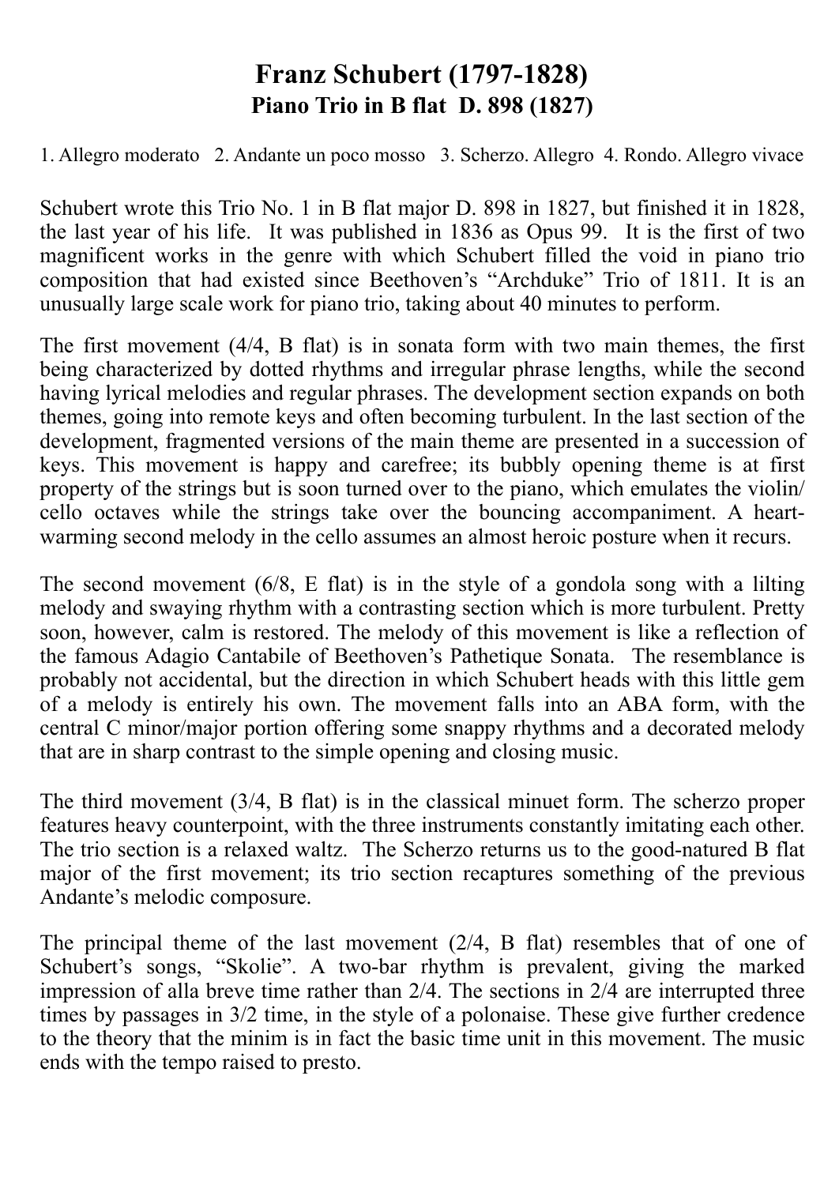# Franz Schubert (1797-1828)
## Piano Trio in B flat D. 898 (1827)

1. Allegro moderato 2. Andante un poco mosso 3. Scherzo. Allegro 4. Rondo. Allegro vivace

Schubert wrote this Trio No. 1 in B flat major D. 898 in 1827, but finished it in 1828, the last year of his life. It was published in 1836 as Opus 99. It is the first of two magnificent works in the genre with which Schubert filled the void in piano trio composition that had existed since Beethoven's "Archduke" Trio of 1811. It is an unusually large scale work for piano trio, taking about 40 minutes to perform.

The first movement (4/4, B flat) is in sonata form with two main themes, the first being characterized by dotted rhythms and irregular phrase lengths, while the second having lyrical melodies and regular phrases. The development section expands on both themes, going into remote keys and often becoming turbulent. In the last section of the development, fragmented versions of the main theme are presented in a succession of keys. This movement is happy and carefree; its bubbly opening theme is at first property of the strings but is soon turned over to the piano, which emulates the violin/ cello octaves while the strings take over the bouncing accompaniment. A heart-warming second melody in the cello assumes an almost heroic posture when it recurs.

The second movement (6/8, E flat) is in the style of a gondola song with a lilting melody and swaying rhythm with a contrasting section which is more turbulent. Pretty soon, however, calm is restored. The melody of this movement is like a reflection of the famous Adagio Cantabile of Beethoven's Pathetique Sonata. The resemblance is probably not accidental, but the direction in which Schubert heads with this little gem of a melody is entirely his own. The movement falls into an ABA form, with the central C minor/major portion offering some snappy rhythms and a decorated melody that are in sharp contrast to the simple opening and closing music.

The third movement (3/4, B flat) is in the classical minuet form. The scherzo proper features heavy counterpoint, with the three instruments constantly imitating each other. The trio section is a relaxed waltz. The Scherzo returns us to the good-natured B flat major of the first movement; its trio section recaptures something of the previous Andante's melodic composure.

The principal theme of the last movement (2/4, B flat) resembles that of one of Schubert's songs, "Skolie". A two-bar rhythm is prevalent, giving the marked impression of alla breve time rather than 2/4. The sections in 2/4 are interrupted three times by passages in 3/2 time, in the style of a polonaise. These give further credence to the theory that the minim is in fact the basic time unit in this movement. The music ends with the tempo raised to presto.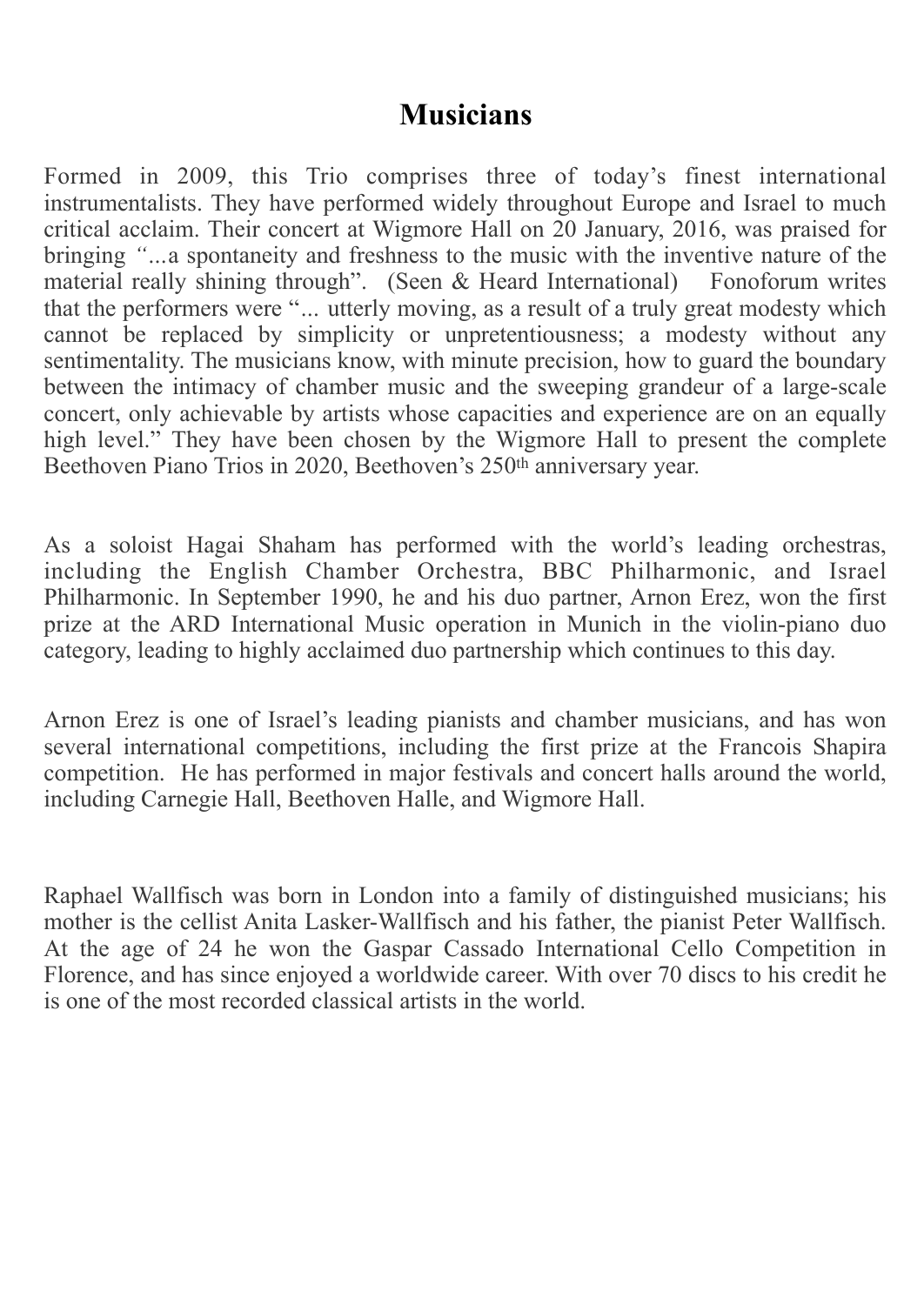# Musicians

Formed in 2009, this Trio comprises three of today's finest international instrumentalists. They have performed widely throughout Europe and Israel to much critical acclaim. Their concert at Wigmore Hall on 20 January, 2016, was praised for bringing *"*...a spontaneity and freshness to the music with the inventive nature of the material really shining through". (Seen & Heard International) Fonoforum writes that the performers were "... utterly moving, as a result of a truly great modesty which cannot be replaced by simplicity or unpretentiousness; a modesty without any sentimentality. The musicians know, with minute precision, how to guard the boundary between the intimacy of chamber music and the sweeping grandeur of a large-scale concert, only achievable by artists whose capacities and experience are on an equally high level." They have been chosen by the Wigmore Hall to present the complete Beethoven Piano Trios in 2020, Beethoven's 250th anniversary year.

As a soloist Hagai Shaham has performed with the world's leading orchestras, including the English Chamber Orchestra, BBC Philharmonic, and Israel Philharmonic. In September 1990, he and his duo partner, Arnon Erez, won the first prize at the ARD International Music operation in Munich in the violin-piano duo category, leading to highly acclaimed duo partnership which continues to this day.

Arnon Erez is one of Israel's leading pianists and chamber musicians, and has won several international competitions, including the first prize at the Francois Shapira competition. He has performed in major festivals and concert halls around the world, including Carnegie Hall, Beethoven Halle, and Wigmore Hall.

Raphael Wallfisch was born in London into a family of distinguished musicians; his mother is the cellist Anita Lasker-Wallfisch and his father, the pianist Peter Wallfisch. At the age of 24 he won the Gaspar Cassado International Cello Competition in Florence, and has since enjoyed a worldwide career. With over 70 discs to his credit he is one of the most recorded classical artists in the world.